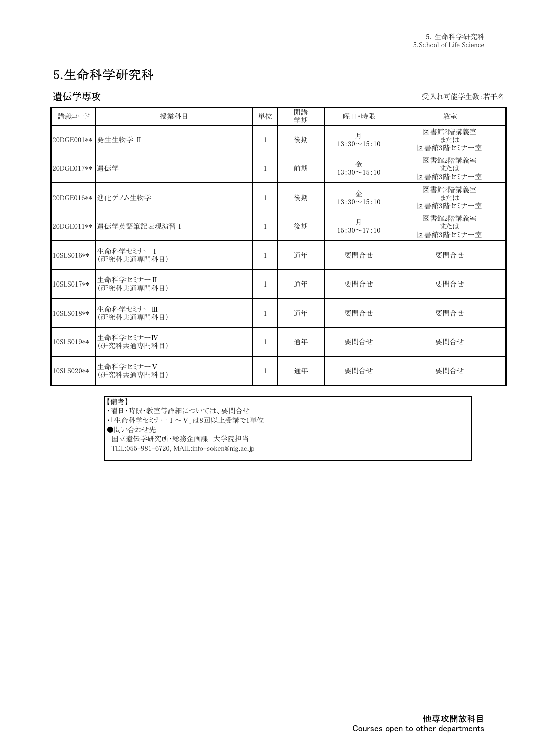# 5.生命科学研究科

## 遺伝学専攻

受入れ可能学生数:若干名

| 講義コード | 授業科目 | 単位 | 開講学期 | 曜日・時限 | 教室 |
|---|---|---|---|---|---|
| 20DGE001** | 発生生物学 Ⅱ | 1 | 後期 | 月 13:30～15:10 | 図書館2階講義室 または 図書館3階セミナー室 |
| 20DGE017** | 遺伝学 | 1 | 前期 | 金 13:30～15:10 | 図書館2階講義室 または 図書館3階セミナー室 |
| 20DGE016** | 進化ゲノム生物学 | 1 | 後期 | 金 13:30～15:10 | 図書館2階講義室 または 図書館3階セミナー室 |
| 20DGE011** | 遺伝学英語筆記表現演習 I | 1 | 後期 | 月 15:30～17:10 | 図書館2階講義室 または 図書館3階セミナー室 |
| 10SLS016** | 生命科学セミナー I (研究科共通専門科目) | 1 | 通年 | 要問合せ | 要問合せ |
| 10SLS017** | 生命科学セミナー II (研究科共通専門科目) | 1 | 通年 | 要問合せ | 要問合せ |
| 10SLS018** | 生命科学セミナーⅢ (研究科共通専門科目) | 1 | 通年 | 要問合せ | 要問合せ |
| 10SLS019** | 生命科学セミナーⅣ (研究科共通専門科目) | 1 | 通年 | 要問合せ | 要問合せ |
| 10SLS020** | 生命科学セミナーⅤ (研究科共通専門科目) | 1 | 通年 | 要問合せ | 要問合せ |

【備考】
・曜日・時限・教室等詳細については、要問合せ
・「生命科学セミナー I ～V」は8回以上受講で1単位
●問い合わせ先
　国立遺伝学研究所・総務企画課　大学院担当
　TEL:055-981-6720, MAIL:info-soken@nig.ac.jp

他専攻開放科目
Courses open to other departments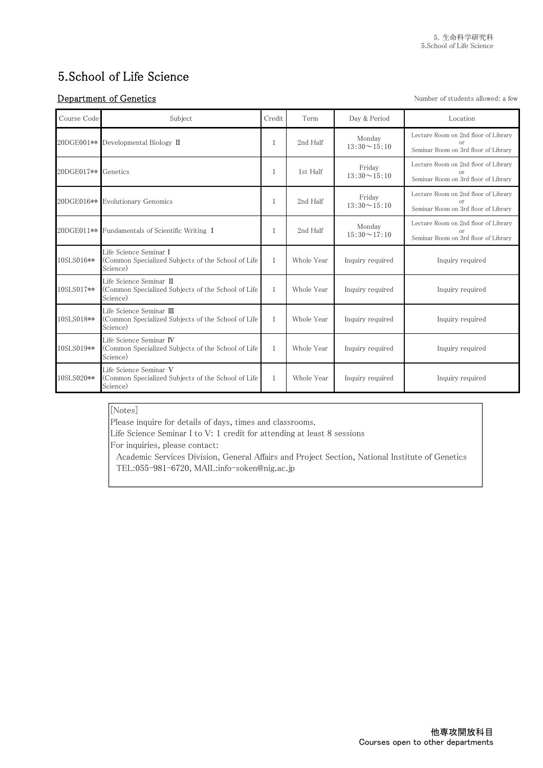# 5.School of Life Science

## Department of Genetics

Number of students allowed: a few

| Course Code | Subject | Credit | Term | Day & Period | Location |
|---|---|---|---|---|---|
| 20DGE001** | Developmental Biology Ⅱ | 1 | 2nd Half | Monday 13:30～15:10 | Lecture Room on 2nd floor of Library or Seminar Room on 3rd floor of Library |
| 20DGE017** | Genetics | 1 | 1st Half | Friday 13:30～15:10 | Lecture Room on 2nd floor of Library or Seminar Room on 3rd floor of Library |
| 20DGE016** | Evolutionary Genomics | 1 | 2nd Half | Friday 13:30～15:10 | Lecture Room on 2nd floor of Library or Seminar Room on 3rd floor of Library |
| 20DGE011** | Fundamentals of Scientific Writing Ⅰ | 1 | 2nd Half | Monday 15:30～17:10 | Lecture Room on 2nd floor of Library or Seminar Room on 3rd floor of Library |
| 10SLS016** | Life Science Seminar Ⅰ (Common Specialized Subjects of the School of Life Science) | 1 | Whole Year | Inquiry required | Inquiry required |
| 10SLS017** | Life Science Seminar Ⅱ (Common Specialized Subjects of the School of Life Science) | 1 | Whole Year | Inquiry required | Inquiry required |
| 10SLS018** | Life Science Seminar Ⅲ (Common Specialized Subjects of the School of Life Science) | 1 | Whole Year | Inquiry required | Inquiry required |
| 10SLS019** | Life Science Seminar Ⅳ (Common Specialized Subjects of the School of Life Science) | 1 | Whole Year | Inquiry required | Inquiry required |
| 10SLS020** | Life Science Seminar Ⅴ (Common Specialized Subjects of the School of Life Science) | 1 | Whole Year | Inquiry required | Inquiry required |

[Notes]
Please inquire for details of days, times and classrooms.
Life Science Seminar I to V: 1 credit for attending at least 8 sessions
For inquiries, please contact:
Academic Services Division, General Affairs and Project Section, National Institute of Genetics
TEL:055-981-6720, MAIL:info-soken@nig.ac.jp

他専攻開放科目
Courses open to other departments